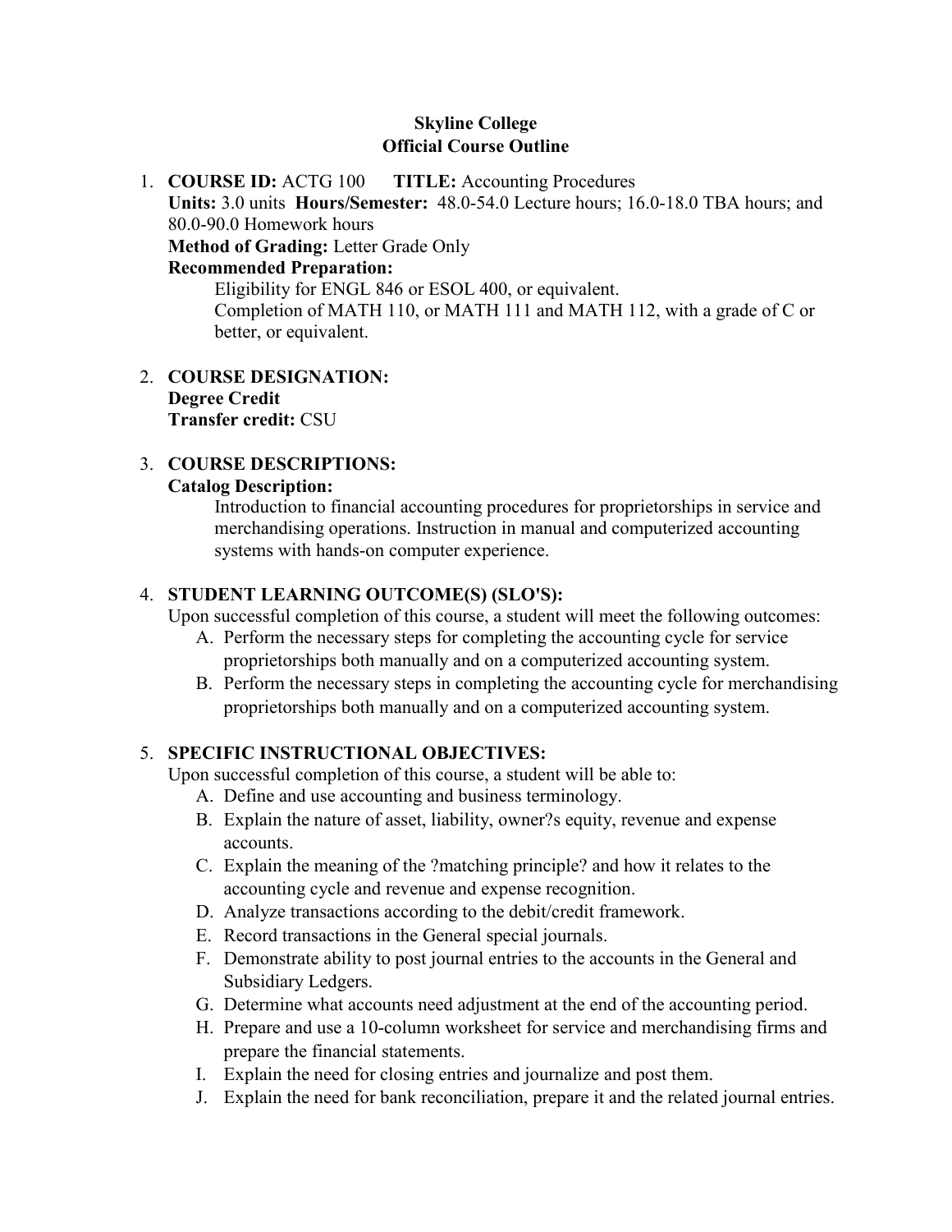**Skyline College**
**Official Course Outline**

1. **COURSE ID:** ACTG 100 **TITLE:** Accounting Procedures
   **Units:** 3.0 units **Hours/Semester:** 48.0-54.0 Lecture hours; 16.0-18.0 TBA hours; and 80.0-90.0 Homework hours
   **Method of Grading:** Letter Grade Only
   **Recommended Preparation:**
   Eligibility for ENGL 846 or ESOL 400, or equivalent.
   Completion of MATH 110, or MATH 111 and MATH 112, with a grade of C or better, or equivalent.

2. **COURSE DESIGNATION:**
   **Degree Credit**
   **Transfer credit:** CSU

3. **COURSE DESCRIPTIONS:**
   **Catalog Description:**
   Introduction to financial accounting procedures for proprietorships in service and merchandising operations. Instruction in manual and computerized accounting systems with hands-on computer experience.

4. **STUDENT LEARNING OUTCOME(S) (SLO'S):**
   Upon successful completion of this course, a student will meet the following outcomes:
   A. Perform the necessary steps for completing the accounting cycle for service proprietorships both manually and on a computerized accounting system.
   B. Perform the necessary steps in completing the accounting cycle for merchandising proprietorships both manually and on a computerized accounting system.

5. **SPECIFIC INSTRUCTIONAL OBJECTIVES:**
   Upon successful completion of this course, a student will be able to:
   A. Define and use accounting and business terminology.
   B. Explain the nature of asset, liability, owner?s equity, revenue and expense accounts.
   C. Explain the meaning of the ?matching principle? and how it relates to the accounting cycle and revenue and expense recognition.
   D. Analyze transactions according to the debit/credit framework.
   E. Record transactions in the General special journals.
   F. Demonstrate ability to post journal entries to the accounts in the General and Subsidiary Ledgers.
   G. Determine what accounts need adjustment at the end of the accounting period.
   H. Prepare and use a 10-column worksheet for service and merchandising firms and prepare the financial statements.
   I. Explain the need for closing entries and journalize and post them.
   J. Explain the need for bank reconciliation, prepare it and the related journal entries.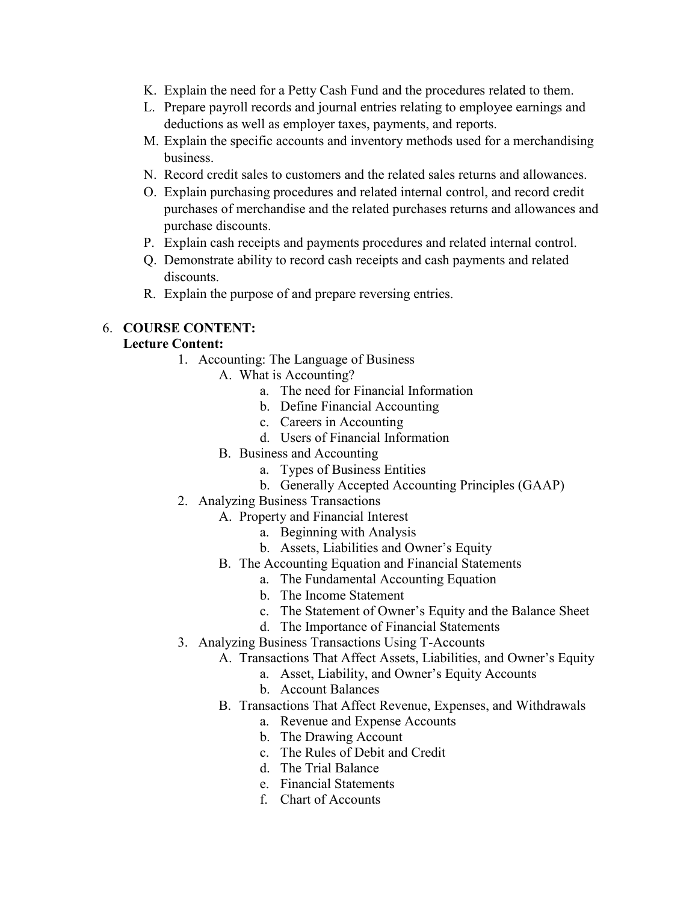K. Explain the need for a Petty Cash Fund and the procedures related to them.
L. Prepare payroll records and journal entries relating to employee earnings and deductions as well as employer taxes, payments, and reports.
M. Explain the specific accounts and inventory methods used for a merchandising business.
N. Record credit sales to customers and the related sales returns and allowances.
O. Explain purchasing procedures and related internal control, and record credit purchases of merchandise and the related purchases returns and allowances and purchase discounts.
P. Explain cash receipts and payments procedures and related internal control.
Q. Demonstrate ability to record cash receipts and cash payments and related discounts.
R. Explain the purpose of and prepare reversing entries.

6. **COURSE CONTENT:**

**Lecture Content:**

1. Accounting: The Language of Business
    - A. What is Accounting?
        - a. The need for Financial Information
        - b. Define Financial Accounting
        - c. Careers in Accounting
        - d. Users of Financial Information
    - B. Business and Accounting
        - a. Types of Business Entities
        - b. Generally Accepted Accounting Principles (GAAP)
2. Analyzing Business Transactions
    - A. Property and Financial Interest
        - a. Beginning with Analysis
        - b. Assets, Liabilities and Owner's Equity
    - B. The Accounting Equation and Financial Statements
        - a. The Fundamental Accounting Equation
        - b. The Income Statement
        - c. The Statement of Owner's Equity and the Balance Sheet
        - d. The Importance of Financial Statements
3. Analyzing Business Transactions Using T-Accounts
    - A. Transactions That Affect Assets, Liabilities, and Owner's Equity
        - a. Asset, Liability, and Owner's Equity Accounts
        - b. Account Balances
    - B. Transactions That Affect Revenue, Expenses, and Withdrawals
        - a. Revenue and Expense Accounts
        - b. The Drawing Account
        - c. The Rules of Debit and Credit
        - d. The Trial Balance
        - e. Financial Statements
        - f. Chart of Accounts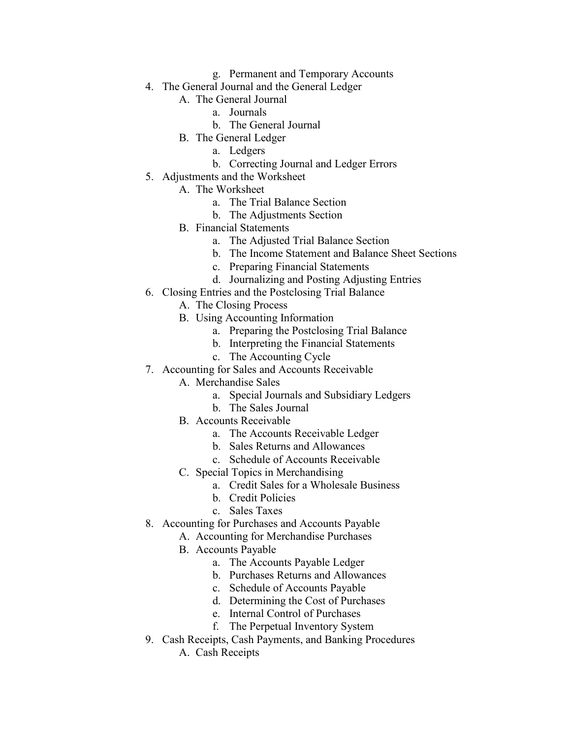g. Permanent and Temporary Accounts

4. The General Journal and the General Ledger
   - A. The General Journal
      - a. Journals
      - b. The General Journal
   - B. The General Ledger
      - a. Ledgers
      - b. Correcting Journal and Ledger Errors
5. Adjustments and the Worksheet
   - A. The Worksheet
      - a. The Trial Balance Section
      - b. The Adjustments Section
   - B. Financial Statements
      - a. The Adjusted Trial Balance Section
      - b. The Income Statement and Balance Sheet Sections
      - c. Preparing Financial Statements
      - d. Journalizing and Posting Adjusting Entries
6. Closing Entries and the Postclosing Trial Balance
   - A. The Closing Process
   - B. Using Accounting Information
      - a. Preparing the Postclosing Trial Balance
      - b. Interpreting the Financial Statements
      - c. The Accounting Cycle
7. Accounting for Sales and Accounts Receivable
   - A. Merchandise Sales
      - a. Special Journals and Subsidiary Ledgers
      - b. The Sales Journal
   - B. Accounts Receivable
      - a. The Accounts Receivable Ledger
      - b. Sales Returns and Allowances
      - c. Schedule of Accounts Receivable
   - C. Special Topics in Merchandising
      - a. Credit Sales for a Wholesale Business
      - b. Credit Policies
      - c. Sales Taxes
8. Accounting for Purchases and Accounts Payable
   - A. Accounting for Merchandise Purchases
   - B. Accounts Payable
      - a. The Accounts Payable Ledger
      - b. Purchases Returns and Allowances
      - c. Schedule of Accounts Payable
      - d. Determining the Cost of Purchases
      - e. Internal Control of Purchases
      - f. The Perpetual Inventory System
9. Cash Receipts, Cash Payments, and Banking Procedures
   - A. Cash Receipts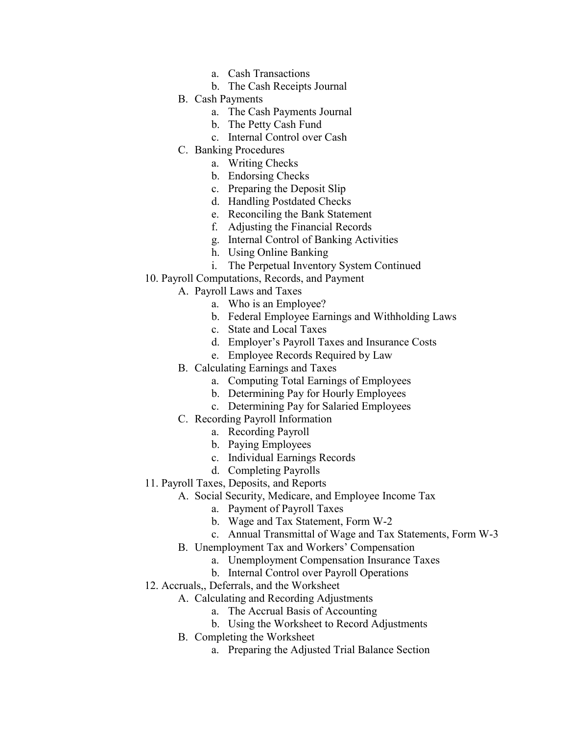- a. Cash Transactions
- b. The Cash Receipts Journal

B. Cash Payments
- a. The Cash Payments Journal
- b. The Petty Cash Fund
- c. Internal Control over Cash

C. Banking Procedures
- a. Writing Checks
- b. Endorsing Checks
- c. Preparing the Deposit Slip
- d. Handling Postdated Checks
- e. Reconciling the Bank Statement
- f. Adjusting the Financial Records
- g. Internal Control of Banking Activities
- h. Using Online Banking
- i. The Perpetual Inventory System Continued

10. Payroll Computations, Records, and Payment

A. Payroll Laws and Taxes
- a. Who is an Employee?
- b. Federal Employee Earnings and Withholding Laws
- c. State and Local Taxes
- d. Employer's Payroll Taxes and Insurance Costs
- e. Employee Records Required by Law

B. Calculating Earnings and Taxes
- a. Computing Total Earnings of Employees
- b. Determining Pay for Hourly Employees
- c. Determining Pay for Salaried Employees

C. Recording Payroll Information
- a. Recording Payroll
- b. Paying Employees
- c. Individual Earnings Records
- d. Completing Payrolls

11. Payroll Taxes, Deposits, and Reports

A. Social Security, Medicare, and Employee Income Tax
- a. Payment of Payroll Taxes
- b. Wage and Tax Statement, Form W-2
- c. Annual Transmittal of Wage and Tax Statements, Form W-3

B. Unemployment Tax and Workers' Compensation
- a. Unemployment Compensation Insurance Taxes
- b. Internal Control over Payroll Operations

12. Accruals,, Deferrals, and the Worksheet

A. Calculating and Recording Adjustments
- a. The Accrual Basis of Accounting
- b. Using the Worksheet to Record Adjustments

B. Completing the Worksheet
- a. Preparing the Adjusted Trial Balance Section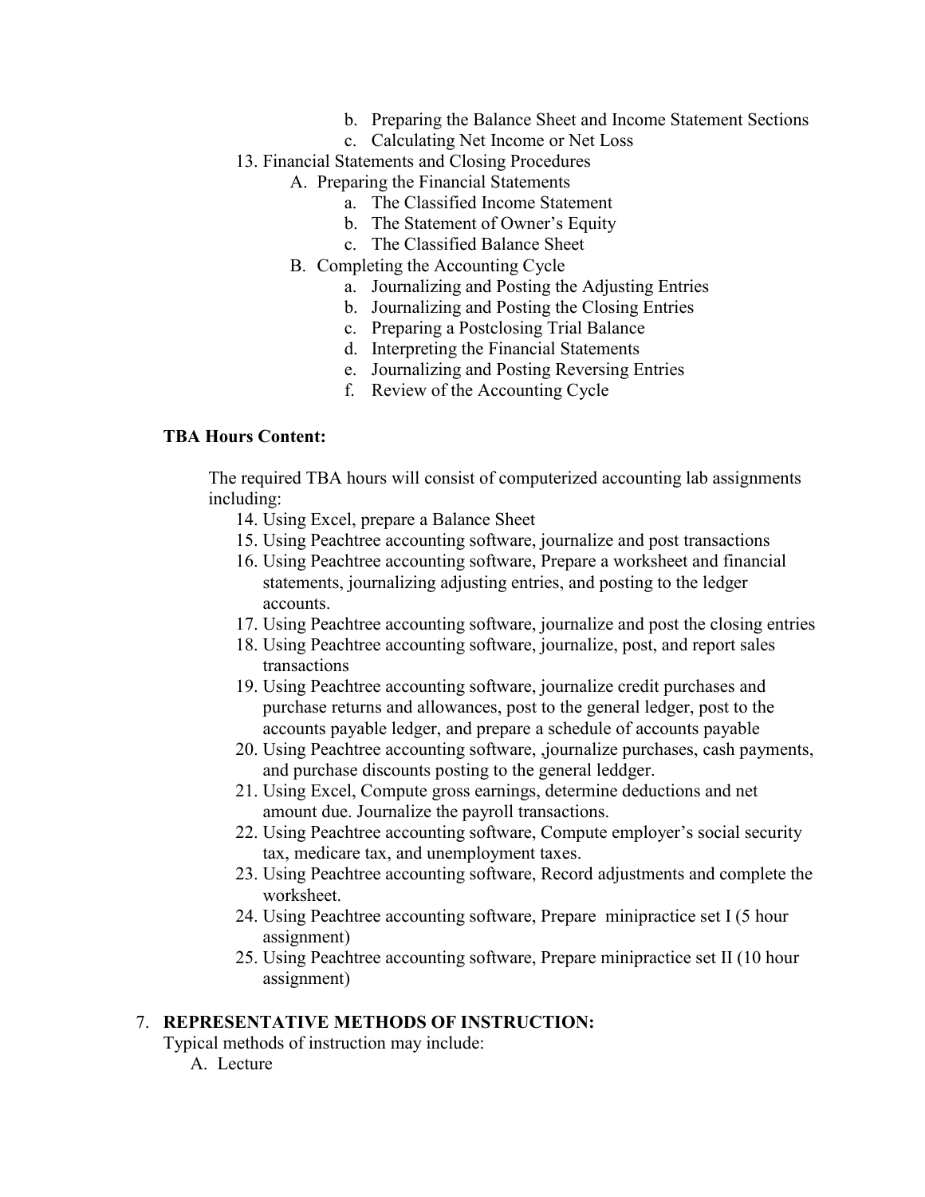b. Preparing the Balance Sheet and Income Statement Sections
c. Calculating Net Income or Net Loss

13. Financial Statements and Closing Procedures
    A. Preparing the Financial Statements
        a. The Classified Income Statement
        b. The Statement of Owner's Equity
        c. The Classified Balance Sheet
    B. Completing the Accounting Cycle
        a. Journalizing and Posting the Adjusting Entries
        b. Journalizing and Posting the Closing Entries
        c. Preparing a Postclosing Trial Balance
        d. Interpreting the Financial Statements
        e. Journalizing and Posting Reversing Entries
        f. Review of the Accounting Cycle

**TBA Hours Content:**

The required TBA hours will consist of computerized accounting lab assignments including:

14. Using Excel, prepare a Balance Sheet
15. Using Peachtree accounting software, journalize and post transactions
16. Using Peachtree accounting software, Prepare a worksheet and financial statements, journalizing adjusting entries, and posting to the ledger accounts.
17. Using Peachtree accounting software, journalize and post the closing entries
18. Using Peachtree accounting software, journalize, post, and report sales transactions
19. Using Peachtree accounting software, journalize credit purchases and purchase returns and allowances, post to the general ledger, post to the accounts payable ledger, and prepare a schedule of accounts payable
20. Using Peachtree accounting software, ,journalize purchases, cash payments, and purchase discounts posting to the general leddger.
21. Using Excel, Compute gross earnings, determine deductions and net amount due. Journalize the payroll transactions.
22. Using Peachtree accounting software, Compute employer's social security tax, medicare tax, and unemployment taxes.
23. Using Peachtree accounting software, Record adjustments and complete the worksheet.
24. Using Peachtree accounting software, Prepare minipractice set I (5 hour assignment)
25. Using Peachtree accounting software, Prepare minipractice set II (10 hour assignment)

7. **REPRESENTATIVE METHODS OF INSTRUCTION:**

Typical methods of instruction may include:

A. Lecture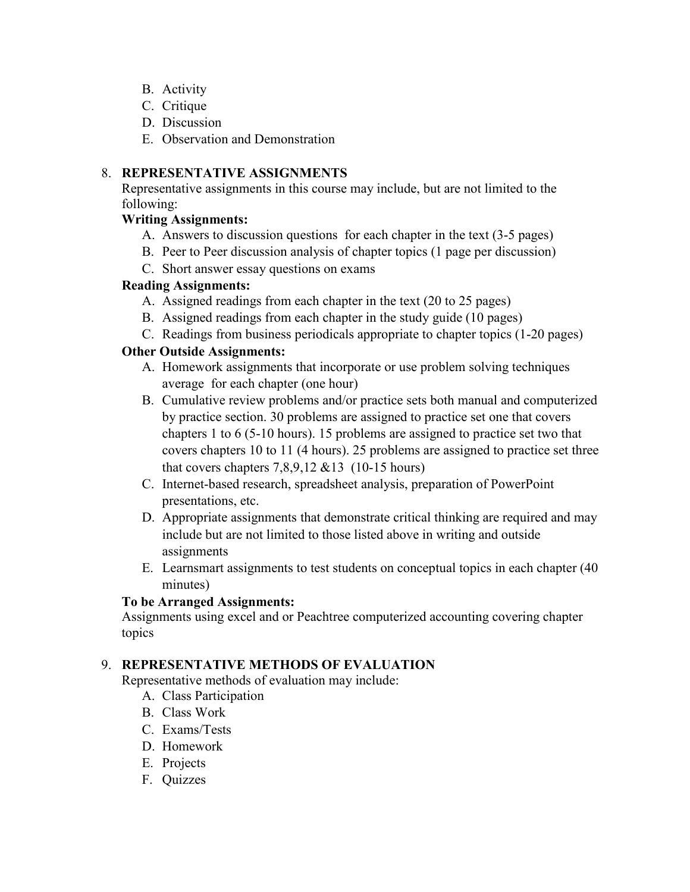B. Activity
C. Critique
D. Discussion
E. Observation and Demonstration

8. **REPRESENTATIVE ASSIGNMENTS**

Representative assignments in this course may include, but are not limited to the following:

**Writing Assignments:**

A. Answers to discussion questions for each chapter in the text (3-5 pages)
B. Peer to Peer discussion analysis of chapter topics (1 page per discussion)
C. Short answer essay questions on exams

**Reading Assignments:**

A. Assigned readings from each chapter in the text (20 to 25 pages)
B. Assigned readings from each chapter in the study guide (10 pages)
C. Readings from business periodicals appropriate to chapter topics (1-20 pages)

**Other Outside Assignments:**

A. Homework assignments that incorporate or use problem solving techniques average for each chapter (one hour)
B. Cumulative review problems and/or practice sets both manual and computerized by practice section. 30 problems are assigned to practice set one that covers chapters 1 to 6 (5-10 hours). 15 problems are assigned to practice set two that covers chapters 10 to 11 (4 hours). 25 problems are assigned to practice set three that covers chapters 7,8,9,12 &13 (10-15 hours)
C. Internet-based research, spreadsheet analysis, preparation of PowerPoint presentations, etc.
D. Appropriate assignments that demonstrate critical thinking are required and may include but are not limited to those listed above in writing and outside assignments
E. Learnsmart assignments to test students on conceptual topics in each chapter (40 minutes)

**To be Arranged Assignments:**

Assignments using excel and or Peachtree computerized accounting covering chapter topics

9. **REPRESENTATIVE METHODS OF EVALUATION**

Representative methods of evaluation may include:

A. Class Participation
B. Class Work
C. Exams/Tests
D. Homework
E. Projects
F. Quizzes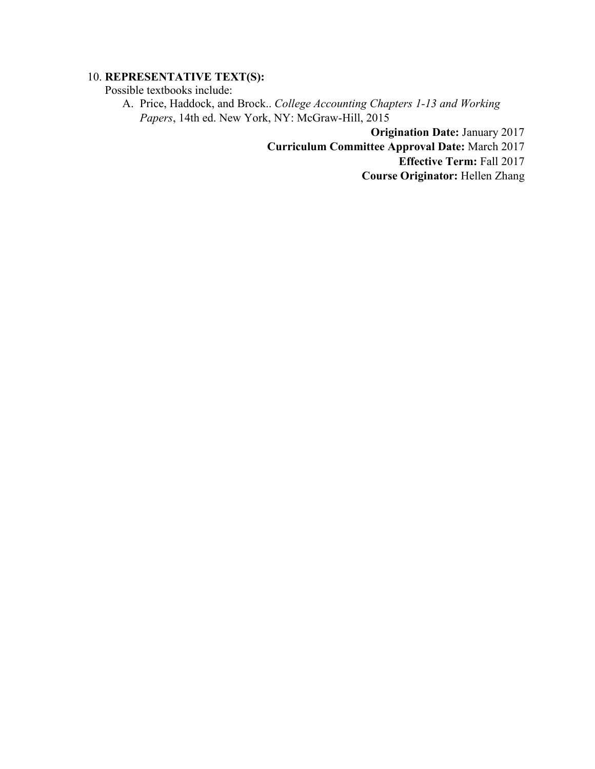10. **REPRESENTATIVE TEXT(S):**

Possible textbooks include:

A. Price, Haddock, and Brock.. *College Accounting Chapters 1-13 and Working Papers*, 14th ed. New York, NY: McGraw-Hill, 2015

**Origination Date:** January 2017
**Curriculum Committee Approval Date:** March 2017
**Effective Term:** Fall 2017
**Course Originator:** Hellen Zhang